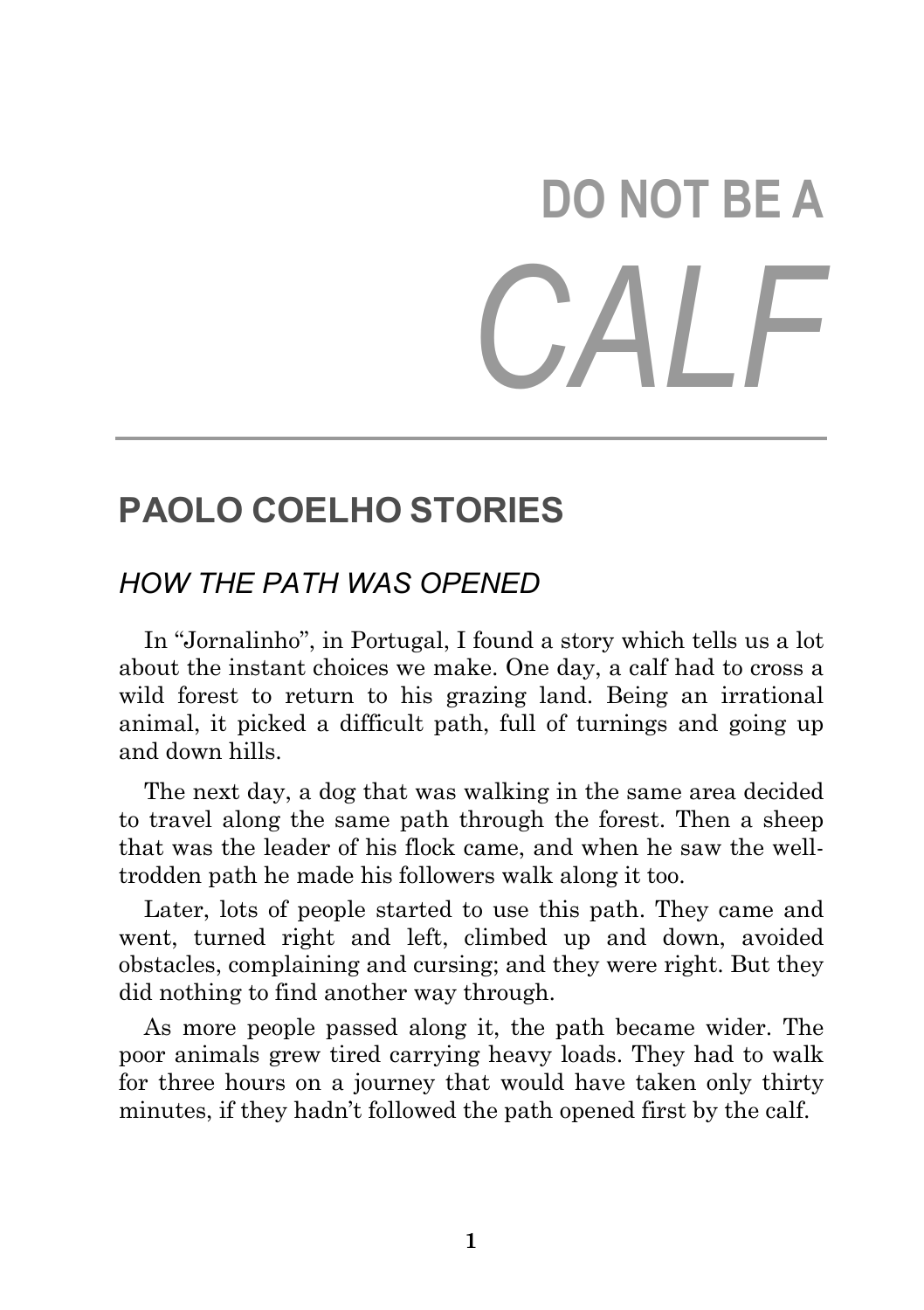# DO NOT BE A *CALF*

## PAOLO COELHO STORIES

### *HOW THE PATH WAS OPENED*

In "Jornalinho", in Portugal, I found a story which tells us a lot about the instant choices we make. One day, a calf had to cross a wild forest to return to his grazing land. Being an irrational animal, it picked a difficult path, full of turnings and going up and down hills.

The next day, a dog that was walking in the same area decided to travel along the same path through the forest. Then a sheep that was the leader of his flock came, and when he saw the well-trodden path he made his followers walk along it too.

Later, lots of people started to use this path. They came and went, turned right and left, climbed up and down, avoided obstacles, complaining and cursing; and they were right. But they did nothing to find another way through.

As more people passed along it, the path became wider. The poor animals grew tired carrying heavy loads. They had to walk for three hours on a journey that would have taken only thirty minutes, if they hadn't followed the path opened first by the calf.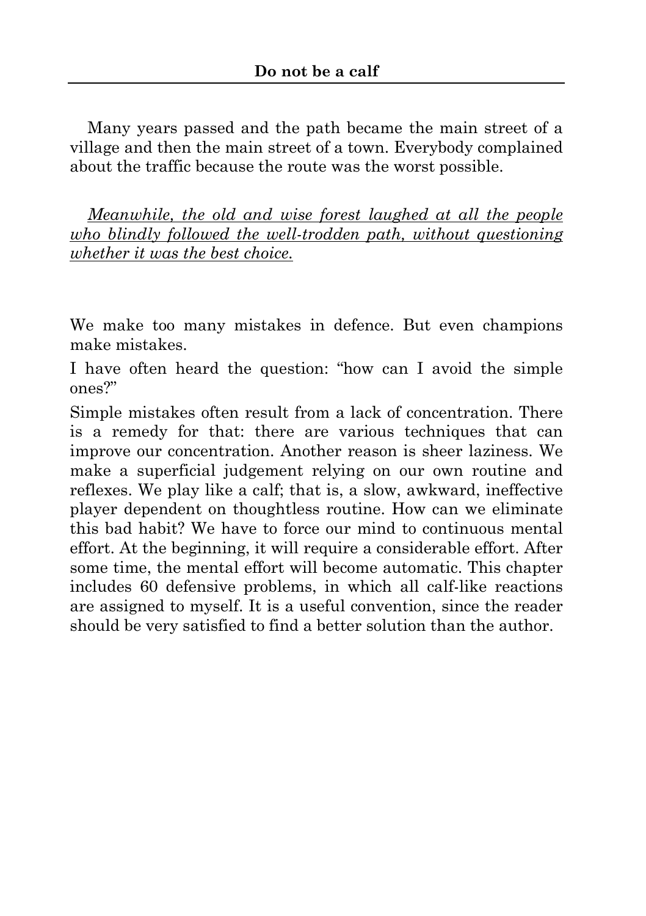Many years passed and the path became the main street of a village and then the main street of a town. Everybody complained about the traffic because the route was the worst possible.

*Meanwhile, the old and wise forest laughed at all the people who blindly followed the well-trodden path, without questioning whether it was the best choice.*

We make too many mistakes in defence. But even champions make mistakes.

I have often heard the question: "how can I avoid the simple ones?"

Simple mistakes often result from a lack of concentration. There is a remedy for that: there are various techniques that can improve our concentration. Another reason is sheer laziness. We make a superficial judgement relying on our own routine and reflexes. We play like a calf; that is, a slow, awkward, ineffective player dependent on thoughtless routine. How can we eliminate this bad habit? We have to force our mind to continuous mental effort. At the beginning, it will require a considerable effort. After some time, the mental effort will become automatic. This chapter includes 60 defensive problems, in which all calf-like reactions are assigned to myself. It is a useful convention, since the reader should be very satisfied to find a better solution than the author.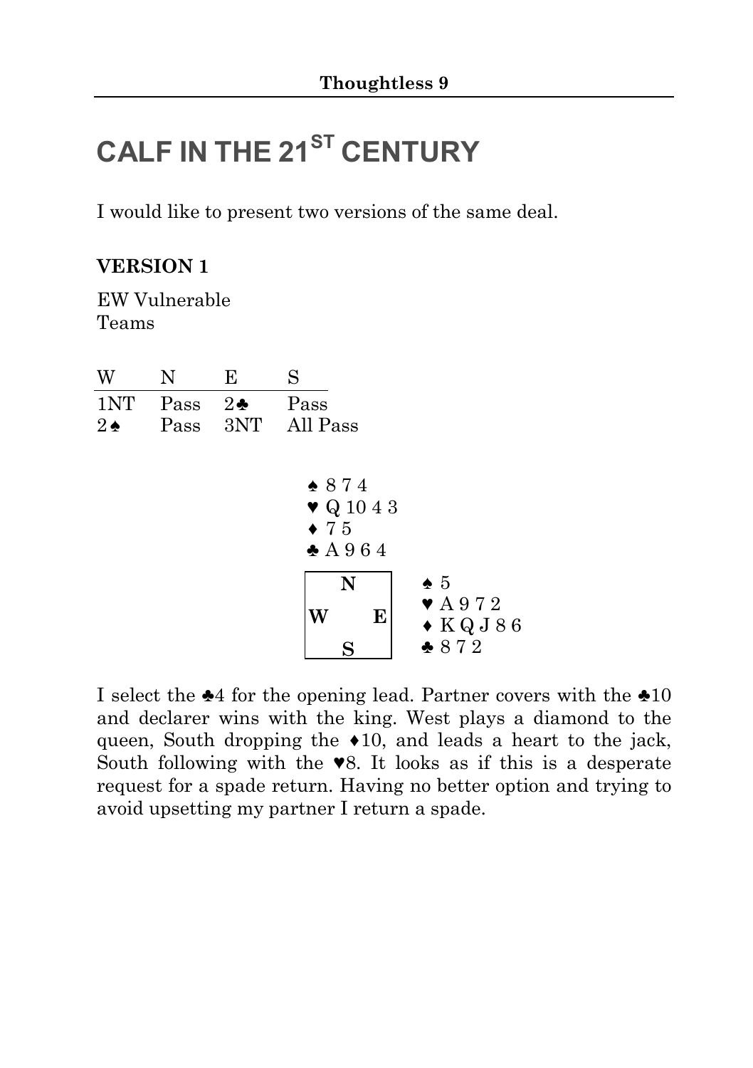# CALF IN THE 21ST CENTURY

I would like to present two versions of the same deal.

**VERSION 1**

EW Vulnerable
Teams

| W | N | E | S |
|---|---|---|---|
| 1NT | Pass | 2♣ | Pass |
| 2♠ | Pass | 3NT | All Pass |

North:
♠ 8 7 4
♥ Q 10 4 3
♦ 7 5
♣ A 9 6 4

East:
♠ 5
♥ A 9 7 2
♦ K Q J 8 6
♣ 8 7 2

I select the ♣4 for the opening lead. Partner covers with the ♣10 and declarer wins with the king. West plays a diamond to the queen, South dropping the ♦10, and leads a heart to the jack, South following with the ♥8. It looks as if this is a desperate request for a spade return. Having no better option and trying to avoid upsetting my partner I return a spade.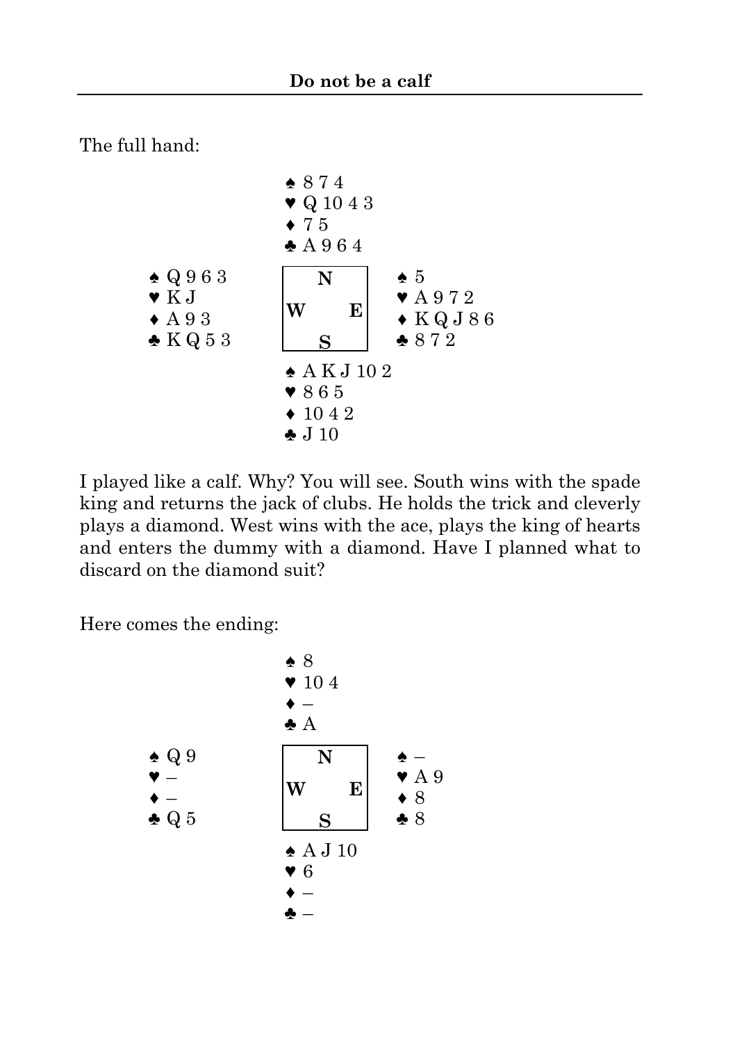**Do not be a calf**

The full hand:

|  | North |  |
|---|---|---|
|  | ♠ 8 7 4<br>♥ Q 10 4 3<br>♦ 7 5<br>♣ A 9 6 4 |  |
| **West**<br>♠ Q 9 6 3<br>♥ K J<br>♦ A 9 3<br>♣ K Q 5 3 |  | **East**<br>♠ 5<br>♥ A 9 7 2<br>♦ K Q J 8 6<br>♣ 8 7 2 |
|  | **South**<br>♠ A K J 10 2<br>♥ 8 6 5<br>♦ 10 4 2<br>♣ J 10 |  |

I played like a calf. Why? You will see. South wins with the spade king and returns the jack of clubs. He holds the trick and cleverly plays a diamond. West wins with the ace, plays the king of hearts and enters the dummy with a diamond. Have I planned what to discard on the diamond suit?

Here comes the ending:

|  | North |  |
|---|---|---|
|  | ♠ 8<br>♥ 10 4<br>♦ –<br>♣ A |  |
| **West**<br>♠ Q 9<br>♥ –<br>♦ –<br>♣ Q 5 |  | **East**<br>♠ –<br>♥ A 9<br>♦ 8<br>♣ 8 |
|  | **South**<br>♠ A J 10<br>♥ 6<br>♦ –<br>♣ – |  |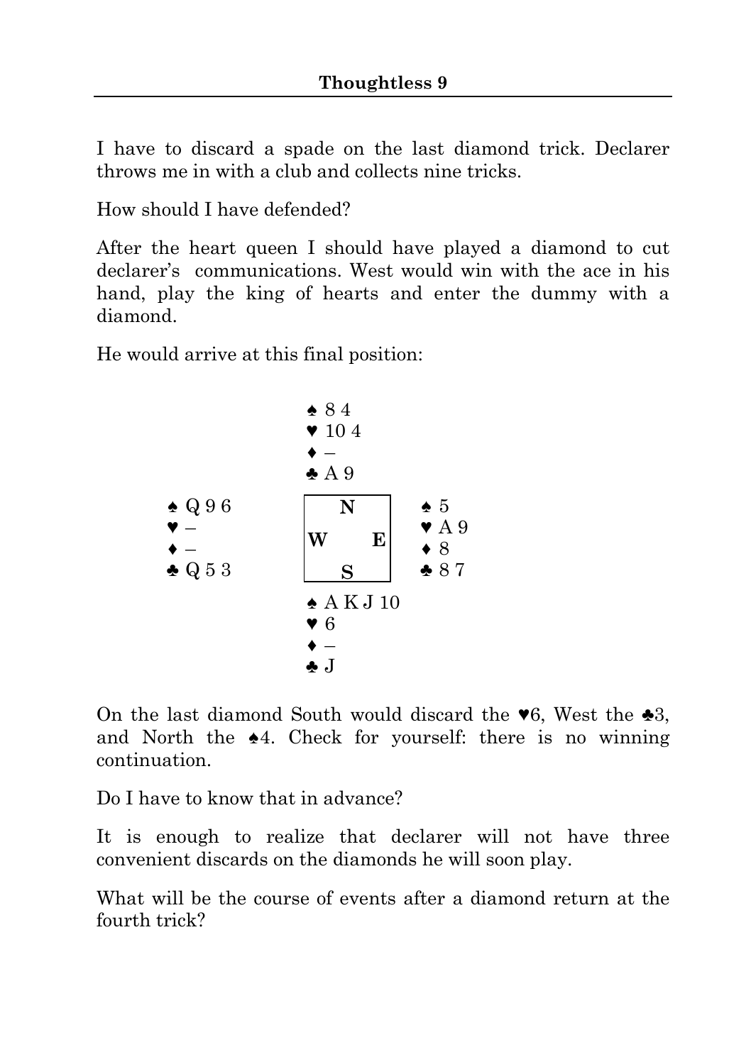**Thoughtless 9**

I have to discard a spade on the last diamond trick. Declarer throws me in with a club and collects nine tricks.

How should I have defended?

After the heart queen I should have played a diamond to cut declarer's communications. West would win with the ace in his hand, play the king of hearts and enter the dummy with a diamond.

He would arrive at this final position:

```
              ♠ 8 4
              ♥ 10 4
              ♦ –
              ♣ A 9
♠ Q 9 6          N          ♠ 5
♥ –          W       E      ♥ A 9
♦ –                         ♦ 8
♣ Q 5 3          S          ♣ 8 7
              ♠ A K J 10
              ♥ 6
              ♦ –
              ♣ J
```

On the last diamond South would discard the ♥6, West the ♣3, and North the ♠4. Check for yourself: there is no winning continuation.

Do I have to know that in advance?

It is enough to realize that declarer will not have three convenient discards on the diamonds he will soon play.

What will be the course of events after a diamond return at the fourth trick?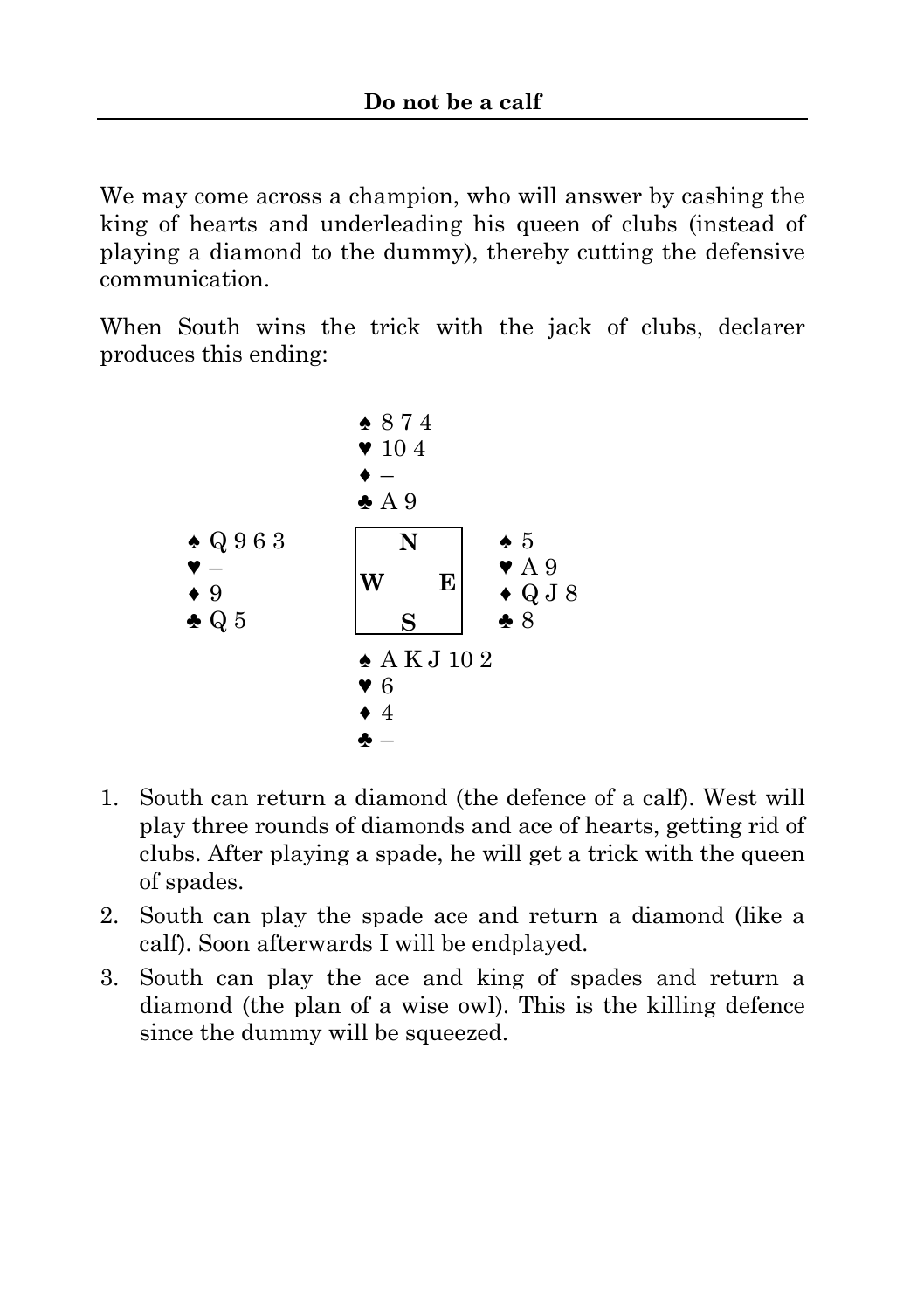We may come across a champion, who will answer by cashing the king of hearts and underleading his queen of clubs (instead of playing a diamond to the dummy), thereby cutting the defensive communication.

When South wins the trick with the jack of clubs, declarer produces this ending:

```
              ♠ 8 7 4
              ♥ 10 4
              ♦ –
              ♣ A 9
♠ Q 9 6 3                 ♠ 5
♥ –              N        ♥ A 9
♦ 9           W     E     ♦ Q J 8
♣ Q 5            S        ♣ 8
              ♠ A K J 10 2
              ♥ 6
              ♦ 4
              ♣ –
```

1. South can return a diamond (the defence of a calf). West will play three rounds of diamonds and ace of hearts, getting rid of clubs. After playing a spade, he will get a trick with the queen of spades.
2. South can play the spade ace and return a diamond (like a calf). Soon afterwards I will be endplayed.
3. South can play the ace and king of spades and return a diamond (the plan of a wise owl). This is the killing defence since the dummy will be squeezed.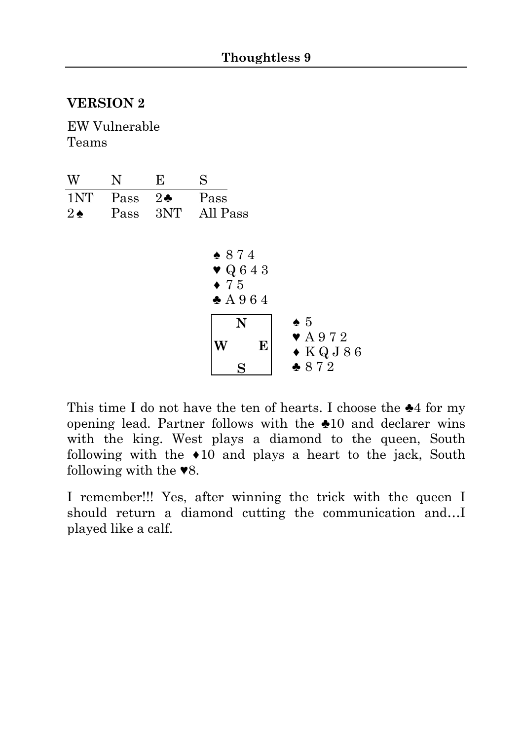## Thoughtless 9

### VERSION 2

EW Vulnerable
Teams

| W | N | E | S |
|---|---|---|---|
| 1NT | Pass | 2♣ | Pass |
| 2♠ | Pass | 3NT | All Pass |

North:
♠ 8 7 4
♥ Q 6 4 3
♦ 7 5
♣ A 9 6 4

East:
♠ 5
♥ A 9 7 2
♦ K Q J 8 6
♣ 8 7 2

This time I do not have the ten of hearts. I choose the ♣4 for my opening lead. Partner follows with the ♣10 and declarer wins with the king. West plays a diamond to the queen, South following with the ♦10 and plays a heart to the jack, South following with the ♥8.

I remember!!! Yes, after winning the trick with the queen I should return a diamond cutting the communication and…I played like a calf.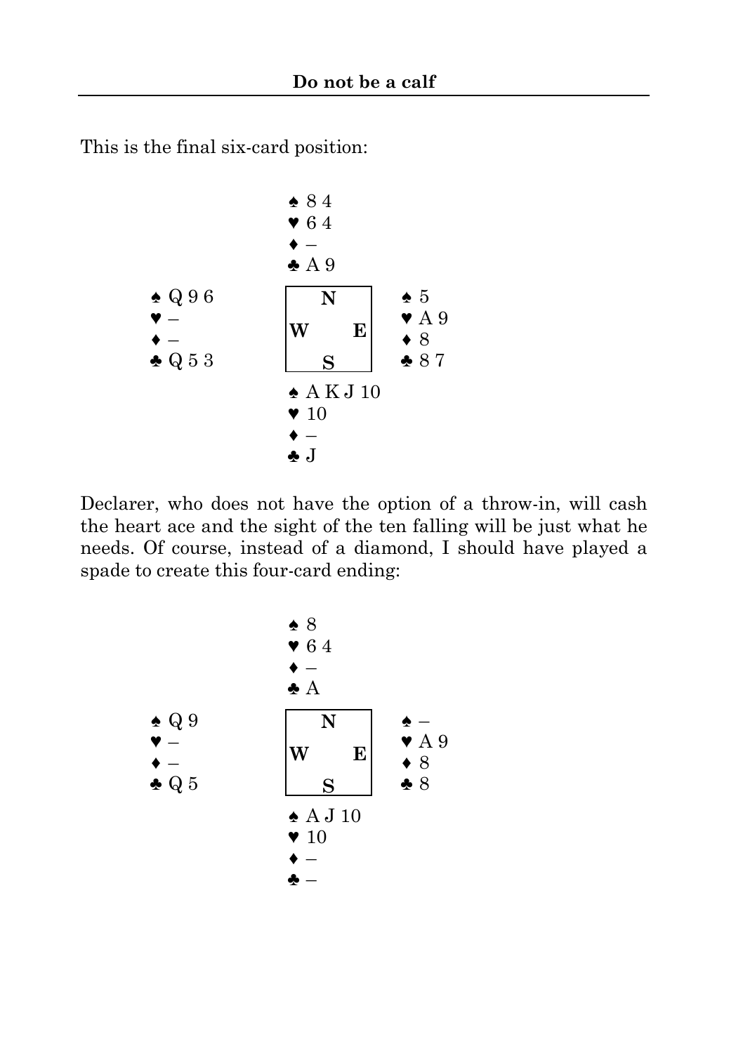This is the final six-card position:

```
            ♠ 8 4
            ♥ 6 4
            ♦ –
            ♣ A 9
♠ Q 9 6                 ♠ 5
♥ –                     ♥ A 9
♦ –                     ♦ 8
♣ Q 5 3                 ♣ 8 7
            ♠ A K J 10
            ♥ 10
            ♦ –
            ♣ J
```

Declarer, who does not have the option of a throw-in, will cash the heart ace and the sight of the ten falling will be just what he needs. Of course, instead of a diamond, I should have played a spade to create this four-card ending:

```
            ♠ 8
            ♥ 6 4
            ♦ –
            ♣ A
♠ Q 9                   ♠ –
♥ –                     ♥ A 9
♦ –                     ♦ 8
♣ Q 5                   ♣ 8
            ♠ A J 10
            ♥ 10
            ♦ –
            ♣ –
```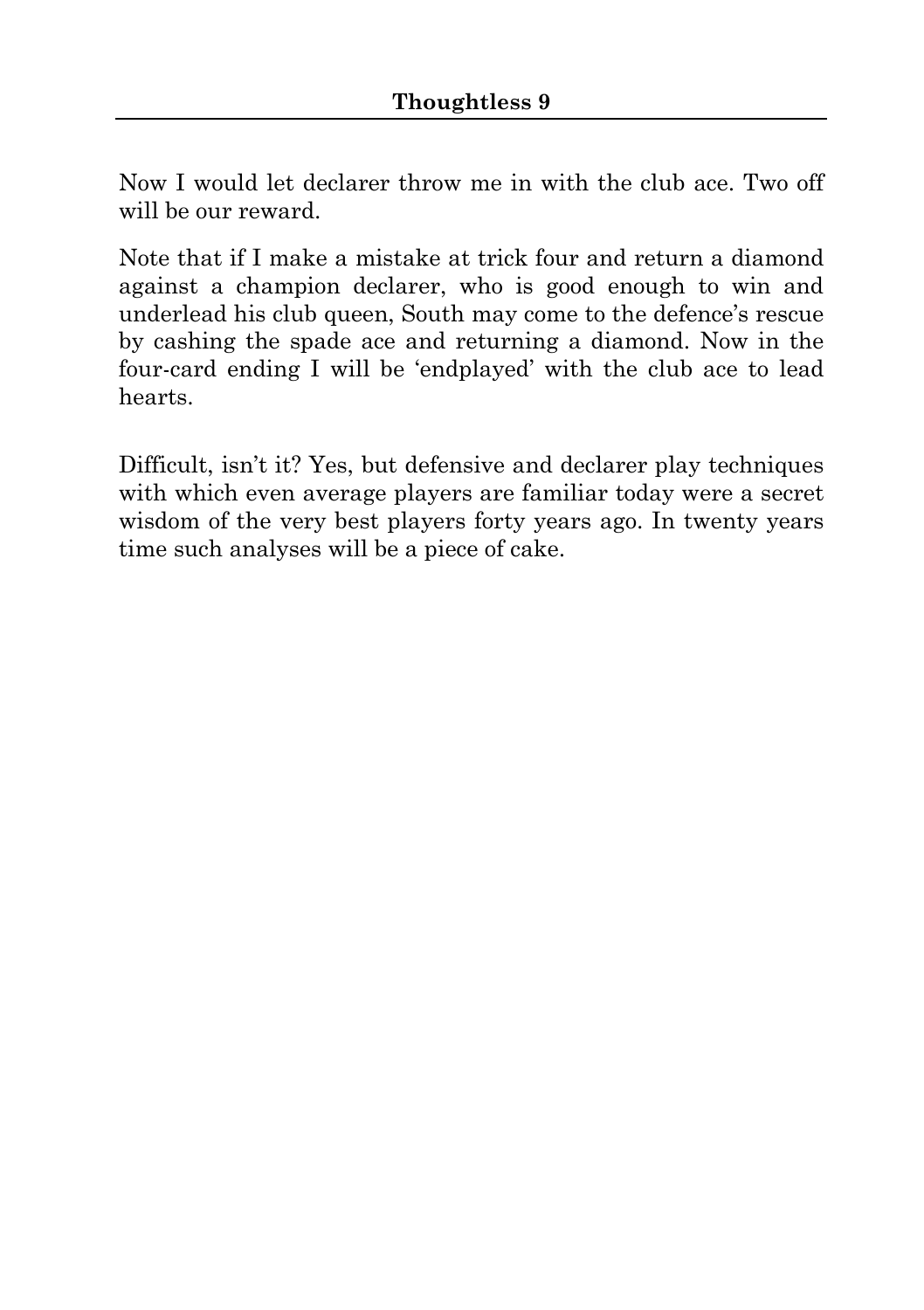Now I would let declarer throw me in with the club ace. Two off will be our reward.

Note that if I make a mistake at trick four and return a diamond against a champion declarer, who is good enough to win and underlead his club queen, South may come to the defence's rescue by cashing the spade ace and returning a diamond. Now in the four-card ending I will be 'endplayed' with the club ace to lead hearts.

Difficult, isn't it? Yes, but defensive and declarer play techniques with which even average players are familiar today were a secret wisdom of the very best players forty years ago. In twenty years time such analyses will be a piece of cake.